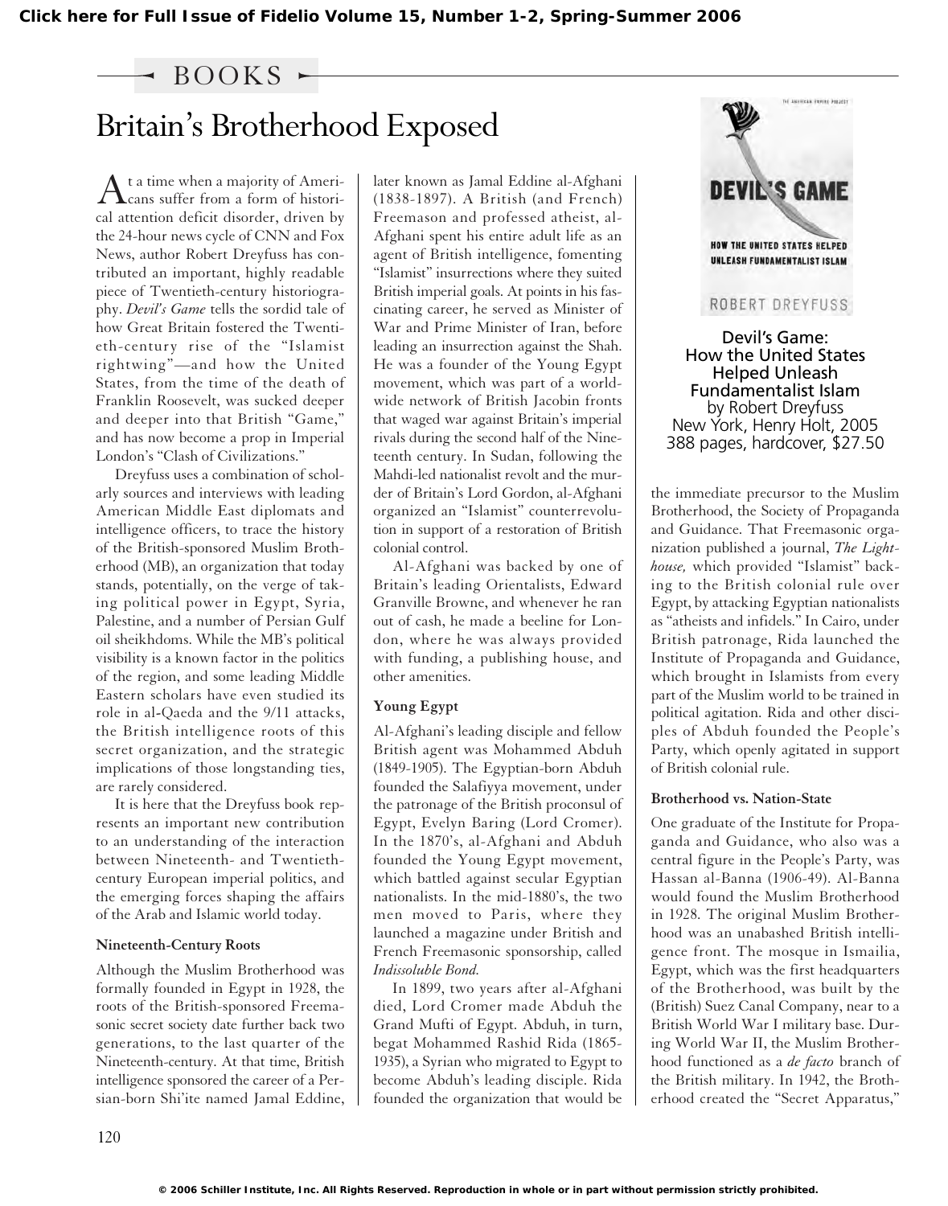BOOKS

# Britain's Brotherhood Exposed

At a time when a majority of Americans suffer from a form of historical attention deficit disorder, driven by the 24-hour news cycle of CNN and Fox News, author Robert Dreyfuss has contributed an important, highly readable piece of Twentieth-century historiography. *Devil's Game* tells the sordid tale of how Great Britain fostered the Twentieth-century rise of the "Islamist rightwing"—and how the United States, from the time of the death of Franklin Roosevelt, was sucked deeper and deeper into that British "Game," and has now become a prop in Imperial London's "Clash of Civilizations."

Dreyfuss uses a combination of scholarly sources and interviews with leading American Middle East diplomats and intelligence officers, to trace the history of the British-sponsored Muslim Brotherhood (MB), an organization that today stands, potentially, on the verge of taking political power in Egypt, Syria, Palestine, and a number of Persian Gulf oil sheikhdoms. While the MB's political visibility is a known factor in the politics of the region, and some leading Middle Eastern scholars have even studied its role in al-Qaeda and the 9/11 attacks, the British intelligence roots of this secret organization, and the strategic implications of those longstanding ties, are rarely considered.

It is here that the Dreyfuss book represents an important new contribution to an understanding of the interaction between Nineteenth- and Twentieth-century European imperial politics, and the emerging forces shaping the affairs of the Arab and Islamic world today.

### Nineteenth-Century Roots

Although the Muslim Brotherhood was formally founded in Egypt in 1928, the roots of the British-sponsored Freemasonic secret society date further back two generations, to the last quarter of the Nineteenth-century. At that time, British intelligence sponsored the career of a Persian-born Shi'ite named Jamal Eddine, later known as Jamal Eddine al-Afghani (1838-1897). A British (and French) Freemason and professed atheist, al-Afghani spent his entire adult life as an agent of British intelligence, fomenting "Islamist" insurrections where they suited British imperial goals. At points in his fascinating career, he served as Minister of War and Prime Minister of Iran, before leading an insurrection against the Shah. He was a founder of the Young Egypt movement, which was part of a worldwide network of British Jacobin fronts that waged war against Britain's imperial rivals during the second half of the Nineteenth century. In Sudan, following the Mahdi-led nationalist revolt and the murder of Britain's Lord Gordon, al-Afghani organized an "Islamist" counterrevolution in support of a restoration of British colonial control.

Al-Afghani was backed by one of Britain's leading Orientalists, Edward Granville Browne, and whenever he ran out of cash, he made a beeline for London, where he was always provided with funding, a publishing house, and other amenities.

### Young Egypt

Al-Afghani's leading disciple and fellow British agent was Mohammed Abduh (1849-1905). The Egyptian-born Abduh founded the Salafiyya movement, under the patronage of the British proconsul of Egypt, Evelyn Baring (Lord Cromer). In the 1870's, al-Afghani and Abduh founded the Young Egypt movement, which battled against secular Egyptian nationalists. In the mid-1880's, the two men moved to Paris, where they launched a magazine under British and French Freemasonic sponsorship, called *Indissoluble Bond.*

In 1899, two years after al-Afghani died, Lord Cromer made Abduh the Grand Mufti of Egypt. Abduh, in turn, begat Mohammed Rashid Rida (1865-1935), a Syrian who migrated to Egypt to become Abduh's leading disciple. Rida founded the organization that would be the immediate precursor to the Muslim Brotherhood, the Society of Propaganda and Guidance. That Freemasonic organization published a journal, *The Lighthouse,* which provided "Islamist" backing to the British colonial rule over Egypt, by attacking Egyptian nationalists as "atheists and infidels." In Cairo, under British patronage, Rida launched the Institute of Propaganda and Guidance, which brought in Islamists from every part of the Muslim world to be trained in political agitation. Rida and other disciples of Abduh founded the People's Party, which openly agitated in support of British colonial rule.

**Devil's Game: How the United States Helped Unleash Fundamentalist Islam**
by Robert Dreyfuss
New York, Henry Holt, 2005
388 pages, hardcover, $27.50

### Brotherhood vs. Nation-State

One graduate of the Institute for Propaganda and Guidance, who also was a central figure in the People's Party, was Hassan al-Banna (1906-49). Al-Banna would found the Muslim Brotherhood in 1928. The original Muslim Brotherhood was an unabashed British intelligence front. The mosque in Ismailia, Egypt, which was the first headquarters of the Brotherhood, was built by the (British) Suez Canal Company, near to a British World War I military base. During World War II, the Muslim Brotherhood functioned as a *de facto* branch of the British military. In 1942, the Brotherhood created the "Secret Apparatus,"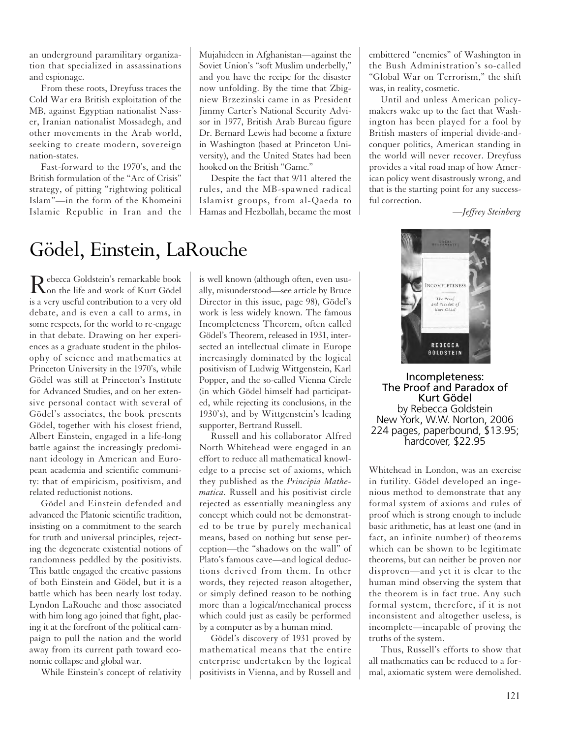an underground paramilitary organization that specialized in assassinations and espionage.

From these roots, Dreyfuss traces the Cold War era British exploitation of the MB, against Egyptian nationalist Nasser, Iranian nationalist Mossadegh, and other movements in the Arab world, seeking to create modern, sovereign nation-states.

Fast-forward to the 1970's, and the British formulation of the "Arc of Crisis" strategy, of pitting "rightwing political Islam"—in the form of the Khomeini Islamic Republic in Iran and the Mujahideen in Afghanistan—against the Soviet Union's "soft Muslim underbelly," and you have the recipe for the disaster now unfolding. By the time that Zbigniew Brzezinski came in as President Jimmy Carter's National Security Advisor in 1977, British Arab Bureau figure Dr. Bernard Lewis had become a fixture in Washington (based at Princeton University), and the United States had been hooked on the British "Game."

Despite the fact that 9/11 altered the rules, and the MB-spawned radical Islamist groups, from al-Qaeda to Hamas and Hezbollah, became the most embittered "enemies" of Washington in the Bush Administration's so-called "Global War on Terrorism," the shift was, in reality, cosmetic.

Until and unless American policymakers wake up to the fact that Washington has been played for a fool by British masters of imperial divide-and-conquer politics, American standing in the world will never recover. Dreyfuss provides a vital road map of how American policy went disastrously wrong, and that is the starting point for any successful correction.

*—Jeffrey Steinberg*

# Gödel, Einstein, LaRouche

**Incompleteness: The Proof and Paradox of Kurt Gödel**
by Rebecca Goldstein
New York, W.W. Norton, 2006
224 pages, paperbound, $13.95; hardcover, $22.95

Rebecca Goldstein's remarkable book on the life and work of Kurt Gödel is a very useful contribution to a very old debate, and is even a call to arms, in some respects, for the world to re-engage in that debate. Drawing on her experiences as a graduate student in the philosophy of science and mathematics at Princeton University in the 1970's, while Gödel was still at Princeton's Institute for Advanced Studies, and on her extensive personal contact with several of Gödel's associates, the book presents Gödel, together with his closest friend, Albert Einstein, engaged in a life-long battle against the increasingly predominant ideology in American and European academia and scientific community: that of empiricism, positivism, and related reductionist notions.

Gödel and Einstein defended and advanced the Platonic scientific tradition, insisting on a commitment to the search for truth and universal principles, rejecting the degenerate existential notions of randomness peddled by the positivists. This battle engaged the creative passions of both Einstein and Gödel, but it is a battle which has been nearly lost today. Lyndon LaRouche and those associated with him long ago joined that fight, placing it at the forefront of the political campaign to pull the nation and the world away from its current path toward economic collapse and global war.

While Einstein's concept of relativity is well known (although often, even usually, misunderstood—see article by Bruce Director in this issue, page 98), Gödel's work is less widely known. The famous Incompleteness Theorem, often called Gödel's Theorem, released in 1931, intersected an intellectual climate in Europe increasingly dominated by the logical positivism of Ludwig Wittgenstein, Karl Popper, and the so-called Vienna Circle (in which Gödel himself had participated, while rejecting its conclusions, in the 1930's), and by Wittgenstein's leading supporter, Bertrand Russell.

Russell and his collaborator Alfred North Whitehead were engaged in an effort to reduce all mathematical knowledge to a precise set of axioms, which they published as the *Principia Mathematica*. Russell and his positivist circle rejected as essentially meaningless any concept which could not be demonstrated to be true by purely mechanical means, based on nothing but sense perception—the "shadows on the wall" of Plato's famous cave—and logical deductions derived from them. In other words, they rejected reason altogether, or simply defined reason to be nothing more than a logical/mechanical process which could just as easily be performed by a computer as by a human mind.

Gödel's discovery of 1931 proved by mathematical means that the entire enterprise undertaken by the logical positivists in Vienna, and by Russell and Whitehead in London, was an exercise in futility. Gödel developed an ingenious method to demonstrate that any formal system of axioms and rules of proof which is strong enough to include basic arithmetic, has at least one (and in fact, an infinite number) of theorems which can be shown to be legitimate theorems, but can neither be proven nor disproven—and yet it is clear to the human mind observing the system that the theorem is in fact true. Any such formal system, therefore, if it is not inconsistent and altogether useless, is incomplete—incapable of proving the truths of the system.

Thus, Russell's efforts to show that all mathematics can be reduced to a formal, axiomatic system were demolished.